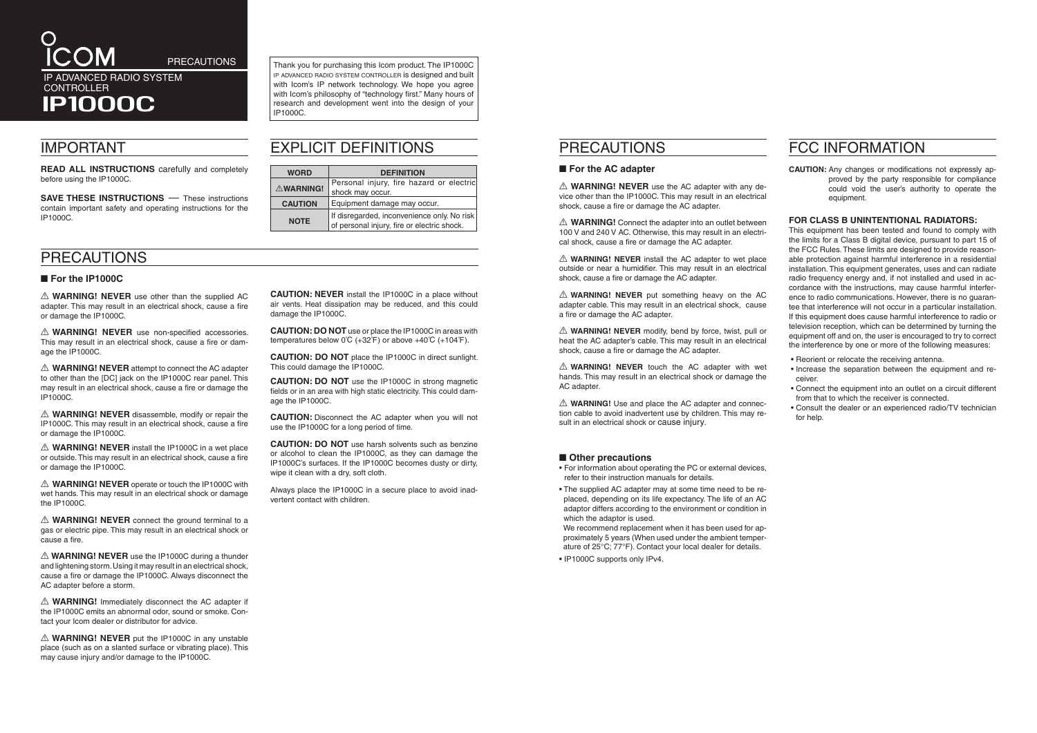# ICOM

PRECAUTIONS

IP ADVANCED RADIO SYSTEM CONTROLLER

# IP1000C

Thank you for purchasing this Icom product. The IP1000C IP ADVANCED RADIO SYSTEM CONTROLLER is designed and built with Icom's IP network technology. We hope you agree with Icom's philosophy of "technology first." Many hours of research and development went into the design of your IP1000C.

## IMPORTANT

**READ ALL INSTRUCTIONS** carefully and completely before using the IP1000C.

**SAVE THESE INSTRUCTIONS** — These instructions contain important safety and operating instructions for the IP1000C.

## EXPLICIT DEFINITIONS

| WORD | DEFINITION |
|---|---|
| ⚠WARNING! | Personal injury, fire hazard or electric shock may occur. |
| CAUTION | Equipment damage may occur. |
| NOTE | If disregarded, inconvenience only. No risk of personal injury, fire or electric shock. |

## PRECAUTIONS

### ■ For the IP1000C

⚠ **WARNING! NEVER** use other than the supplied AC adapter. This may result in an electrical shock, cause a fire or damage the IP1000C.

⚠ **WARNING! NEVER** use non-specified accessories. This may result in an electrical shock, cause a fire or damage the IP1000C.

⚠ **WARNING! NEVER** attempt to connect the AC adapter to other than the [DC] jack on the IP1000C rear panel. This may result in an electrical shock, cause a fire or damage the IP1000C.

⚠ **WARNING! NEVER** disassemble, modify or repair the IP1000C. This may result in an electrical shock, cause a fire or damage the IP1000C.

⚠ **WARNING! NEVER** install the IP1000C in a wet place or outside. This may result in an electrical shock, cause a fire or damage the IP1000C.

⚠ **WARNING! NEVER** operate or touch the IP1000C with wet hands. This may result in an electrical shock or damage the IP1000C.

⚠ **WARNING! NEVER** connect the ground terminal to a gas or electric pipe. This may result in an electrical shock or cause a fire.

⚠ **WARNING! NEVER** use the IP1000C during a thunder and lightening storm. Using it may result in an electrical shock, cause a fire or damage the IP1000C. Always disconnect the AC adapter before a storm.

⚠ **WARNING!** Immediately disconnect the AC adapter if the IP1000C emits an abnormal odor, sound or smoke. Contact your Icom dealer or distributor for advice.

⚠ **WARNING! NEVER** put the IP1000C in any unstable place (such as on a slanted surface or vibrating place). This may cause injury and/or damage to the IP1000C.

**CAUTION: NEVER** install the IP1000C in a place without air vents. Heat dissipation may be reduced, and this could damage the IP1000C.

**CAUTION: DO NOT** use or place the IP1000C in areas with temperatures below 0˚C (+32˚F) or above +40˚C (+104˚F).

**CAUTION: DO NOT** place the IP1000C in direct sunlight. This could damage the IP1000C.

**CAUTION: DO NOT** use the IP1000C in strong magnetic fields or in an area with high static electricity. This could damage the IP1000C.

**CAUTION:** Disconnect the AC adapter when you will not use the IP1000C for a long period of time.

**CAUTION: DO NOT** use harsh solvents such as benzine or alcohol to clean the IP1000C, as they can damage the IP1000C's surfaces. If the IP1000C becomes dusty or dirty, wipe it clean with a dry, soft cloth.

Always place the IP1000C in a secure place to avoid inadvertent contact with children.

## PRECAUTIONS

### ■ For the AC adapter

⚠ **WARNING! NEVER** use the AC adapter with any device other than the IP1000C. This may result in an electrical shock, cause a fire or damage the AC adapter.

⚠ **WARNING!** Connect the adapter into an outlet between 100 V and 240 V AC. Otherwise, this may result in an electrical shock, cause a fire or damage the AC adapter.

⚠ **WARNING! NEVER** install the AC adapter to wet place outside or near a humidifier. This may result in an electrical shock, cause a fire or damage the AC adapter.

⚠ **WARNING! NEVER** put something heavy on the AC adapter cable. This may result in an electrical shock, cause a fire or damage the AC adapter.

⚠ **WARNING! NEVER** modify, bend by force, twist, pull or heat the AC adapter's cable. This may result in an electrical shock, cause a fire or damage the AC adapter.

⚠ **WARNING! NEVER** touch the AC adapter with wet hands. This may result in an electrical shock or damage the AC adapter.

⚠ **WARNING!** Use and place the AC adapter and connection cable to avoid inadvertent use by children. This may result in an electrical shock or cause injury.

### ■ Other precautions

- For information about operating the PC or external devices, refer to their instruction manuals for details.
- The supplied AC adapter may at some time need to be replaced, depending on its life expectancy. The life of an AC adaptor differs according to the environment or condition in which the adaptor is used.
  We recommend replacement when it has been used for approximately 5 years (When used under the ambient temperature of 25°C; 77°F). Contact your local dealer for details.
- IP1000C supports only IPv4.

## FCC INFORMATION

**CAUTION:** Any changes or modifications not expressly approved by the party responsible for compliance could void the user's authority to operate the equipment.

**FOR CLASS B UNINTENTIONAL RADIATORS:**

This equipment has been tested and found to comply with the limits for a Class B digital device, pursuant to part 15 of the FCC Rules. These limits are designed to provide reasonable protection against harmful interference in a residential installation. This equipment generates, uses and can radiate radio frequency energy and, if not installed and used in accordance with the instructions, may cause harmful interference to radio communications. However, there is no guarantee that interference will not occur in a particular installation. If this equipment does cause harmful interference to radio or television reception, which can be determined by turning the equipment off and on, the user is encouraged to try to correct the interference by one or more of the following measures:

- Reorient or relocate the receiving antenna.
- Increase the separation between the equipment and receiver.
- Connect the equipment into an outlet on a circuit different from that to which the receiver is connected.
- Consult the dealer or an experienced radio/TV technician for help.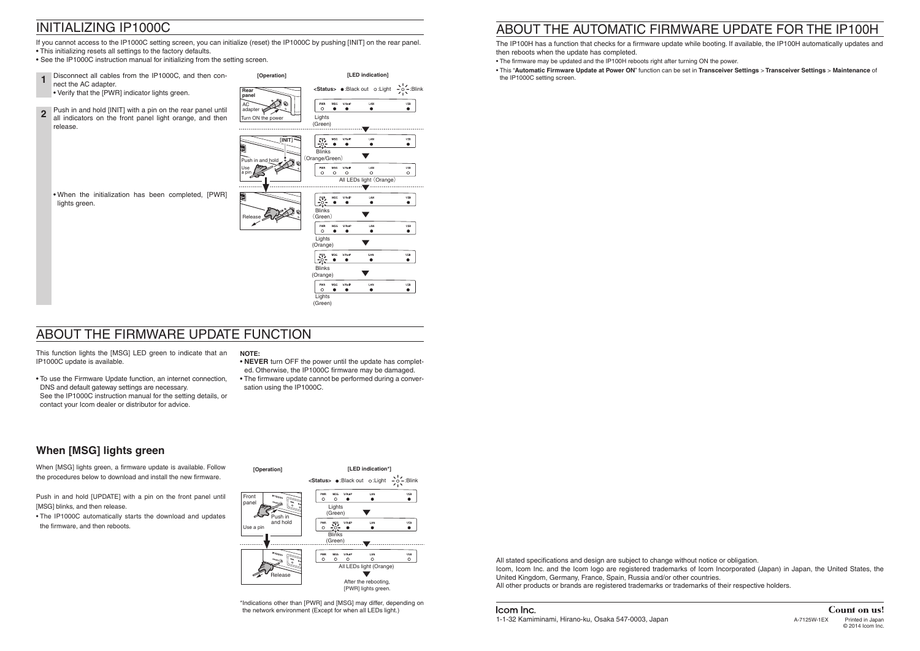# INITIALIZING IP1000C

If you cannot access to the IP1000C setting screen, you can initialize (reset) the IP1000C by pushing [INIT] on the rear panel.
- This initializing resets all settings to the factory defaults.
- See the IP1000C instruction manual for initializing from the setting screen.

**1** Disconnect all cables from the IP1000C, and then connect the AC adapter.
- Verify that the [PWR] indicator lights green.

**2** Push in and hold [INIT] with a pin on the rear panel until all indicators on the front panel light orange, and then release.

- When the initialization has been completed, [PWR] lights green.

[Operation]

Rear panel
AC adapter
Turn ON the power

[INIT]
Push in and hold
Use a pin

Release

[LED indication]

<Status> ●:Black out ○:Light -○-:Blink

PWR MSG V/RoIP LAN USB
Lights (Green)

Blinks (Orange/Green)

All LEDs light (Orange)

Blinks (Green)

Lights (Orange)

Blinks (Orange)

Lights (Green)

# ABOUT THE FIRMWARE UPDATE FUNCTION

This function lights the [MSG] LED green to indicate that an IP1000C update is available.

- To use the Firmware Update function, an internet connection, DNS and default gateway settings are necessary.
  See the IP1000C instruction manual for the setting details, or contact your Icom dealer or distributor for advice.

**NOTE:**
- **NEVER** turn OFF the power until the update has completed. Otherwise, the IP1000C firmware may be damaged.
- The firmware update cannot be performed during a conversation using the IP1000C.

## When [MSG] lights green

When [MSG] lights green, a firmware update is available. Follow the procedures below to download and install the new firmware.

Push in and hold [UPDATE] with a pin on the front panel until [MSG] blinks, and then release.
- The IP1000C automatically starts the download and updates the firmware, and then reboots.

[Operation]

Front panel
Push in and hold
Use a pin

Release

[LED indication*]

<Status> ●:Black out ○:Light -○-:Blink

PWR MSG V/RoIP LAN USB
Lights (Green)

Blinks (Green)

All LEDs light (Orange)

After the rebooting, [PWR] lights green.

*Indications other than [PWR] and [MSG] may differ, depending on the network environment (Except for when all LEDs light.)

# ABOUT THE AUTOMATIC FIRMWARE UPDATE FOR THE IP100H

The IP100H has a function that checks for a firmware update while booting. If available, the IP100H automatically updates and then reboots when the update has completed.
- The firmware may be updated and the IP100H reboots right after turning ON the power.
- This "**Automatic Firmware Update at Power ON**" function can be set in **Transceiver Settings** > **Transceiver Settings** > **Maintenance** of the IP1000C setting screen.

All stated specifications and design are subject to change without notice or obligation.
Icom, Icom Inc. and the Icom logo are registered trademarks of Icom Incorporated (Japan) in Japan, the United States, the United Kingdom, Germany, France, Spain, Russia and/or other countries.
All other products or brands are registered trademarks or trademarks of their respective holders.

Icom Inc.
1-1-32 Kamiminami, Hirano-ku, Osaka 547-0003, Japan

Count on us!
A-7125W-1EX Printed in Japan
© 2014 Icom Inc.